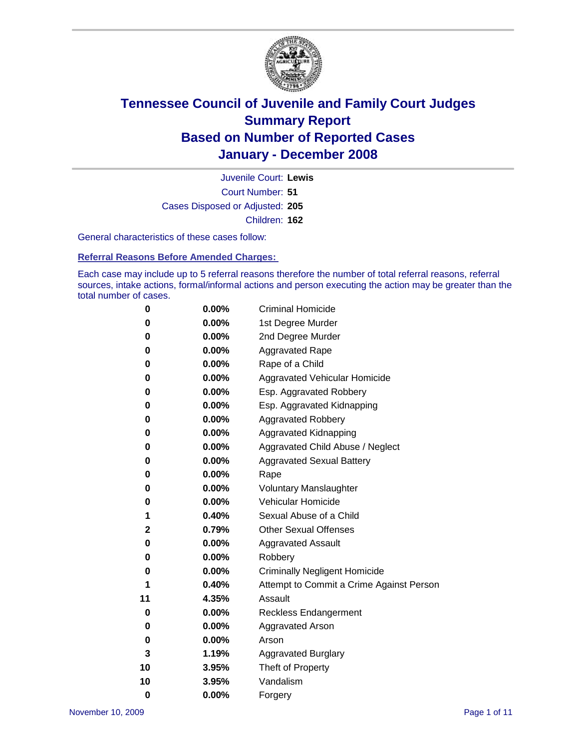# Tennessee Council of Juvenile and Family Court Judges
# Summary Report
# Based on Number of Reported Cases
# January - December 2008

Juvenile Court: **Lewis**

Court Number: **51**

Cases Disposed or Adjusted: **205**

Children: **162**

General characteristics of these cases follow:

## Referral Reasons Before Amended Charges:

Each case may include up to 5 referral reasons therefore the number of total referral reasons, referral sources, intake actions, formal/informal actions and person executing the action may be greater than the total number of cases.

| Count | Percent | Referral Reason |
|---|---|---|
| 0 | 0.00% | Criminal Homicide |
| 0 | 0.00% | 1st Degree Murder |
| 0 | 0.00% | 2nd Degree Murder |
| 0 | 0.00% | Aggravated Rape |
| 0 | 0.00% | Rape of a Child |
| 0 | 0.00% | Aggravated Vehicular Homicide |
| 0 | 0.00% | Esp. Aggravated Robbery |
| 0 | 0.00% | Esp. Aggravated Kidnapping |
| 0 | 0.00% | Aggravated Robbery |
| 0 | 0.00% | Aggravated Kidnapping |
| 0 | 0.00% | Aggravated Child Abuse / Neglect |
| 0 | 0.00% | Aggravated Sexual Battery |
| 0 | 0.00% | Rape |
| 0 | 0.00% | Voluntary Manslaughter |
| 0 | 0.00% | Vehicular Homicide |
| 1 | 0.40% | Sexual Abuse of a Child |
| 2 | 0.79% | Other Sexual Offenses |
| 0 | 0.00% | Aggravated Assault |
| 0 | 0.00% | Robbery |
| 0 | 0.00% | Criminally Negligent Homicide |
| 1 | 0.40% | Attempt to Commit a Crime Against Person |
| 11 | 4.35% | Assault |
| 0 | 0.00% | Reckless Endangerment |
| 0 | 0.00% | Aggravated Arson |
| 0 | 0.00% | Arson |
| 3 | 1.19% | Aggravated Burglary |
| 10 | 3.95% | Theft of Property |
| 10 | 3.95% | Vandalism |
| 0 | 0.00% | Forgery |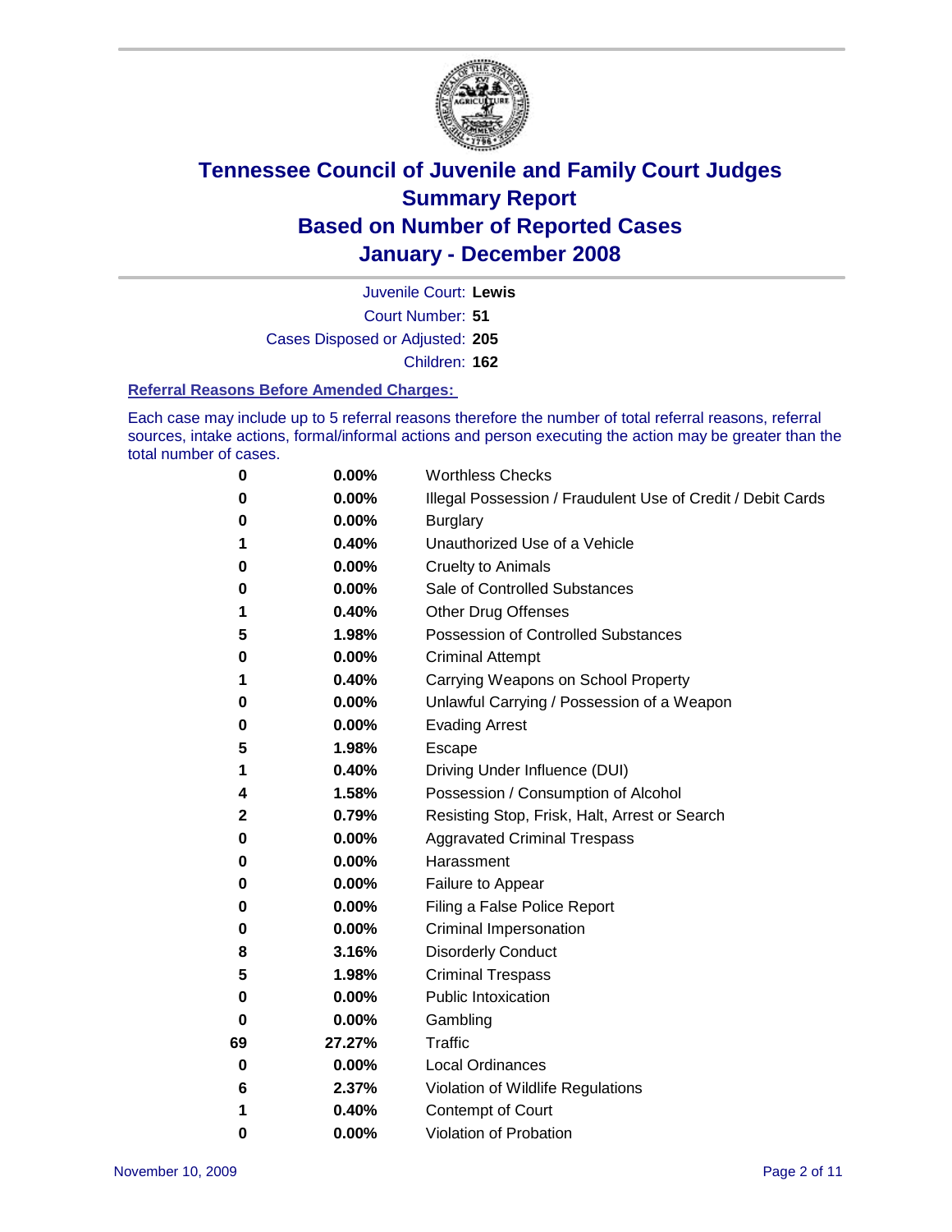# Tennessee Council of Juvenile and Family Court Judges
# Summary Report
# Based on Number of Reported Cases
# January - December 2008

Juvenile Court: **Lewis**

Court Number: **51**

Cases Disposed or Adjusted: **205**

Children: **162**

### Referral Reasons Before Amended Charges:

Each case may include up to 5 referral reasons therefore the number of total referral reasons, referral sources, intake actions, formal/informal actions and person executing the action may be greater than the total number of cases.

| | | |
|---|---|---|
| 0 | 0.00% | Worthless Checks |
| 0 | 0.00% | Illegal Possession / Fraudulent Use of Credit / Debit Cards |
| 0 | 0.00% | Burglary |
| 1 | 0.40% | Unauthorized Use of a Vehicle |
| 0 | 0.00% | Cruelty to Animals |
| 0 | 0.00% | Sale of Controlled Substances |
| 1 | 0.40% | Other Drug Offenses |
| 5 | 1.98% | Possession of Controlled Substances |
| 0 | 0.00% | Criminal Attempt |
| 1 | 0.40% | Carrying Weapons on School Property |
| 0 | 0.00% | Unlawful Carrying / Possession of a Weapon |
| 0 | 0.00% | Evading Arrest |
| 5 | 1.98% | Escape |
| 1 | 0.40% | Driving Under Influence (DUI) |
| 4 | 1.58% | Possession / Consumption of Alcohol |
| 2 | 0.79% | Resisting Stop, Frisk, Halt, Arrest or Search |
| 0 | 0.00% | Aggravated Criminal Trespass |
| 0 | 0.00% | Harassment |
| 0 | 0.00% | Failure to Appear |
| 0 | 0.00% | Filing a False Police Report |
| 0 | 0.00% | Criminal Impersonation |
| 8 | 3.16% | Disorderly Conduct |
| 5 | 1.98% | Criminal Trespass |
| 0 | 0.00% | Public Intoxication |
| 0 | 0.00% | Gambling |
| 69 | 27.27% | Traffic |
| 0 | 0.00% | Local Ordinances |
| 6 | 2.37% | Violation of Wildlife Regulations |
| 1 | 0.40% | Contempt of Court |
| 0 | 0.00% | Violation of Probation |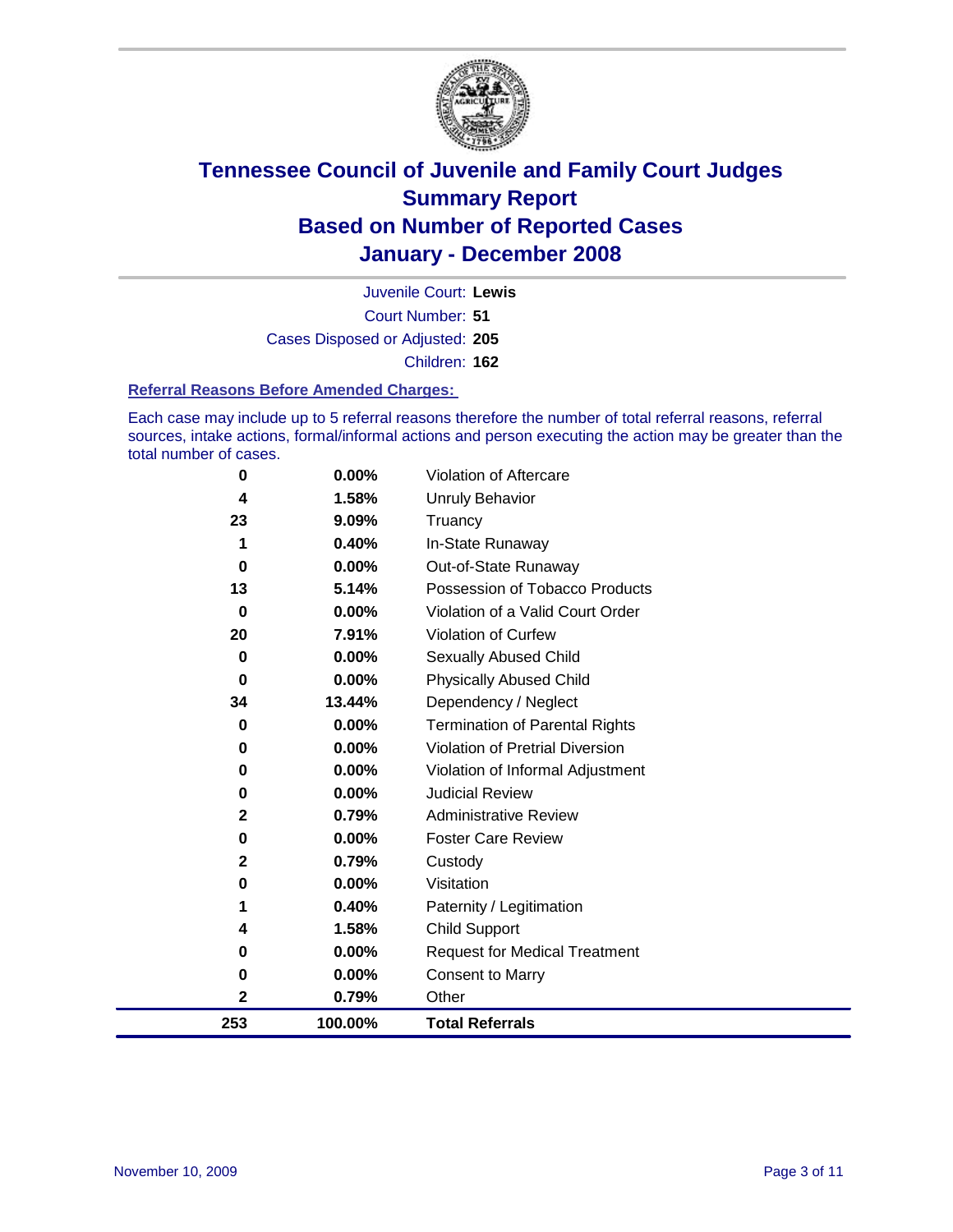# Tennessee Council of Juvenile and Family Court Judges
## Summary Report
## Based on Number of Reported Cases
## January - December 2008

Juvenile Court: **Lewis**

Court Number: **51**

Cases Disposed or Adjusted: **205**

Children: **162**

### Referral Reasons Before Amended Charges:

Each case may include up to 5 referral reasons therefore the number of total referral reasons, referral sources, intake actions, formal/informal actions and person executing the action may be greater than the total number of cases.

| Count | Percent | Referral Reason |
|---|---|---|
| 0 | 0.00% | Violation of Aftercare |
| 4 | 1.58% | Unruly Behavior |
| 23 | 9.09% | Truancy |
| 1 | 0.40% | In-State Runaway |
| 0 | 0.00% | Out-of-State Runaway |
| 13 | 5.14% | Possession of Tobacco Products |
| 0 | 0.00% | Violation of a Valid Court Order |
| 20 | 7.91% | Violation of Curfew |
| 0 | 0.00% | Sexually Abused Child |
| 0 | 0.00% | Physically Abused Child |
| 34 | 13.44% | Dependency / Neglect |
| 0 | 0.00% | Termination of Parental Rights |
| 0 | 0.00% | Violation of Pretrial Diversion |
| 0 | 0.00% | Violation of Informal Adjustment |
| 0 | 0.00% | Judicial Review |
| 2 | 0.79% | Administrative Review |
| 0 | 0.00% | Foster Care Review |
| 2 | 0.79% | Custody |
| 0 | 0.00% | Visitation |
| 1 | 0.40% | Paternity / Legitimation |
| 4 | 1.58% | Child Support |
| 0 | 0.00% | Request for Medical Treatment |
| 0 | 0.00% | Consent to Marry |
| 2 | 0.79% | Other |
| **253** | **100.00%** | **Total Referrals** |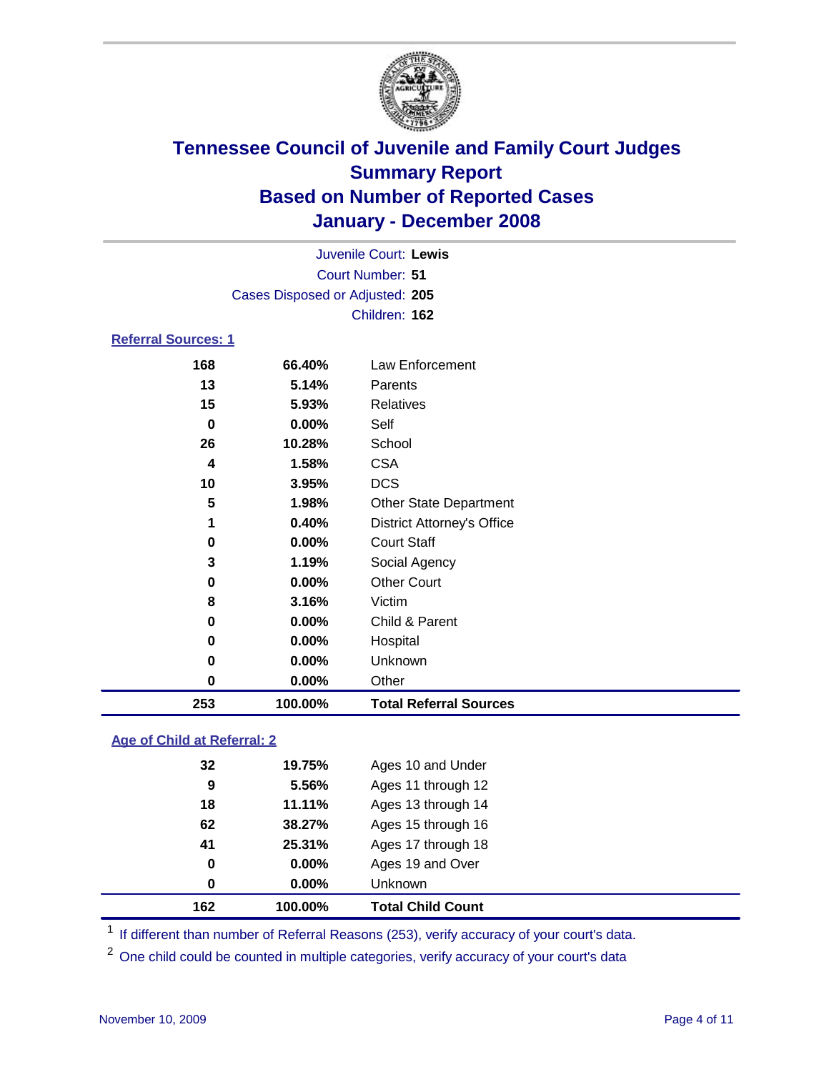# Tennessee Council of Juvenile and Family Court Judges
## Summary Report
## Based on Number of Reported Cases
## January - December 2008

Juvenile Court: **Lewis**
Court Number: **51**
Cases Disposed or Adjusted: **205**
Children: **162**

### Referral Sources: 1

| Count | Percent | Source |
|---|---|---|
| 168 | 66.40% | Law Enforcement |
| 13 | 5.14% | Parents |
| 15 | 5.93% | Relatives |
| 0 | 0.00% | Self |
| 26 | 10.28% | School |
| 4 | 1.58% | CSA |
| 10 | 3.95% | DCS |
| 5 | 1.98% | Other State Department |
| 1 | 0.40% | District Attorney's Office |
| 0 | 0.00% | Court Staff |
| 3 | 1.19% | Social Agency |
| 0 | 0.00% | Other Court |
| 8 | 3.16% | Victim |
| 0 | 0.00% | Child & Parent |
| 0 | 0.00% | Hospital |
| 0 | 0.00% | Unknown |
| 0 | 0.00% | Other |
| **253** | **100.00%** | **Total Referral Sources** |

### Age of Child at Referral: 2

| Count | Percent | Age |
|---|---|---|
| 32 | 19.75% | Ages 10 and Under |
| 9 | 5.56% | Ages 11 through 12 |
| 18 | 11.11% | Ages 13 through 14 |
| 62 | 38.27% | Ages 15 through 16 |
| 41 | 25.31% | Ages 17 through 18 |
| 0 | 0.00% | Ages 19 and Over |
| 0 | 0.00% | Unknown |
| **162** | **100.00%** | **Total Child Count** |

[1] If different than number of Referral Reasons (253), verify accuracy of your court's data.

[2] One child could be counted in multiple categories, verify accuracy of your court's data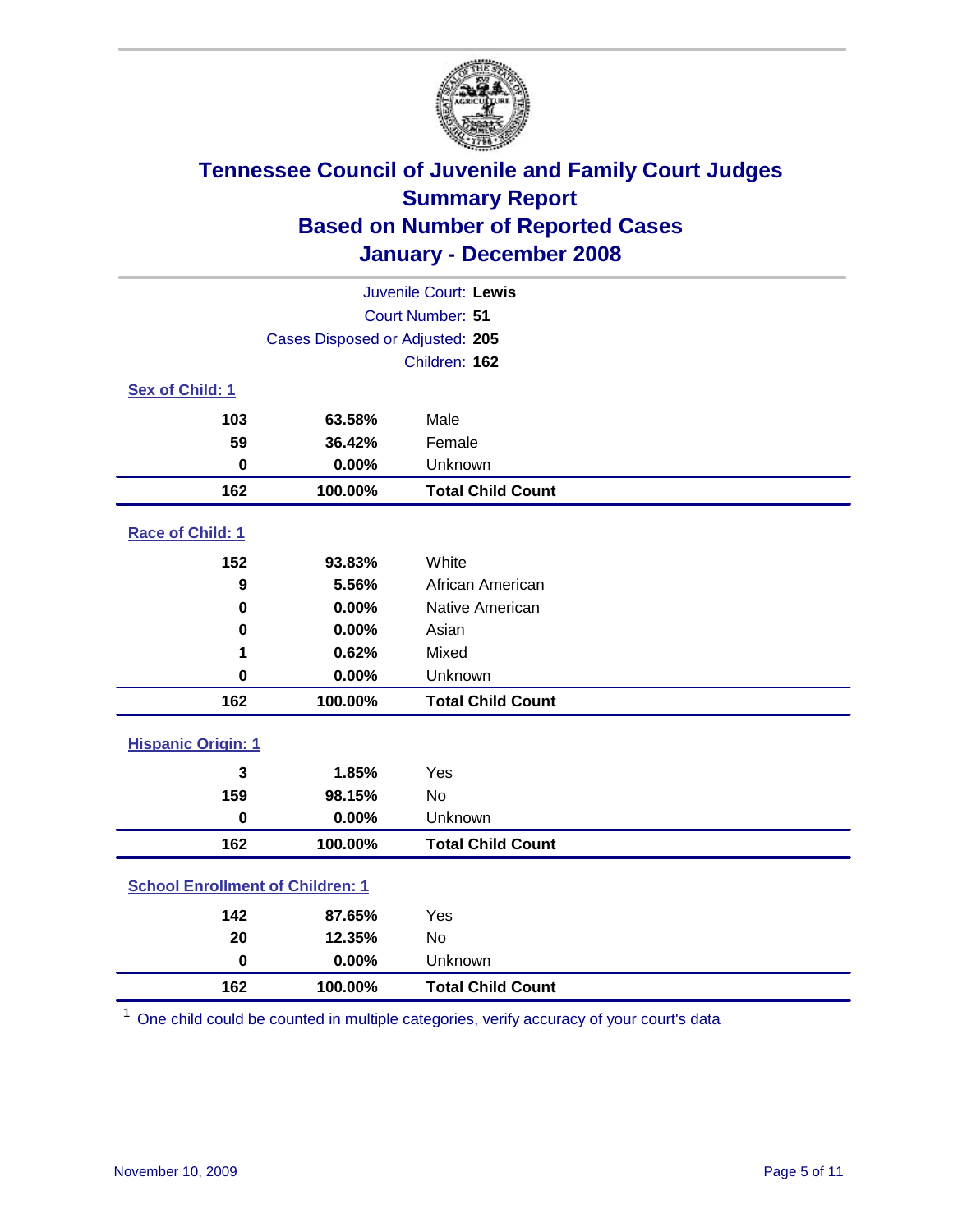# Tennessee Council of Juvenile and Family Court Judges
## Summary Report
## Based on Number of Reported Cases
## January - December 2008

Juvenile Court: **Lewis**
Court Number: **51**
Cases Disposed or Adjusted: **205**
Children: **162**

### Sex of Child: 1

| | | |
|---|---|---|
| **103** | **63.58%** | Male |
| **59** | **36.42%** | Female |
| **0** | **0.00%** | Unknown |
| **162** | **100.00%** | **Total Child Count** |

### Race of Child: 1

| | | |
|---|---|---|
| **152** | **93.83%** | White |
| **9** | **5.56%** | African American |
| **0** | **0.00%** | Native American |
| **0** | **0.00%** | Asian |
| **1** | **0.62%** | Mixed |
| **0** | **0.00%** | Unknown |
| **162** | **100.00%** | **Total Child Count** |

### Hispanic Origin: 1

| | | |
|---|---|---|
| **3** | **1.85%** | Yes |
| **159** | **98.15%** | No |
| **0** | **0.00%** | Unknown |
| **162** | **100.00%** | **Total Child Count** |

### School Enrollment of Children: 1

| | | |
|---|---|---|
| **142** | **87.65%** | Yes |
| **20** | **12.35%** | No |
| **0** | **0.00%** | Unknown |
| **162** | **100.00%** | **Total Child Count** |

[1] One child could be counted in multiple categories, verify accuracy of your court's data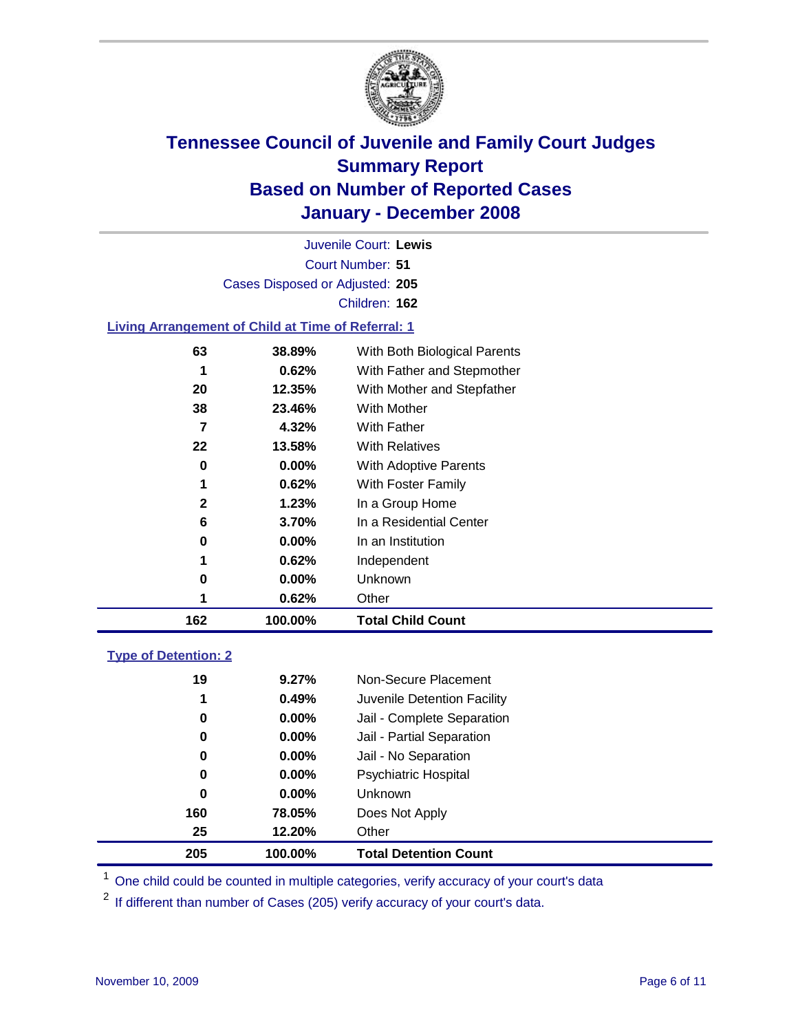# Tennessee Council of Juvenile and Family Court Judges
## Summary Report
## Based on Number of Reported Cases
## January - December 2008

Juvenile Court: **Lewis**

Court Number: **51**

Cases Disposed or Adjusted: **205**

Children: **162**

### Living Arrangement of Child at Time of Referral: 1

| | | |
|---|---|---|
| 63 | 38.89% | With Both Biological Parents |
| 1 | 0.62% | With Father and Stepmother |
| 20 | 12.35% | With Mother and Stepfather |
| 38 | 23.46% | With Mother |
| 7 | 4.32% | With Father |
| 22 | 13.58% | With Relatives |
| 0 | 0.00% | With Adoptive Parents |
| 1 | 0.62% | With Foster Family |
| 2 | 1.23% | In a Group Home |
| 6 | 3.70% | In a Residential Center |
| 0 | 0.00% | In an Institution |
| 1 | 0.62% | Independent |
| 0 | 0.00% | Unknown |
| 1 | 0.62% | Other |
| **162** | **100.00%** | **Total Child Count** |

### Type of Detention: 2

| | | |
|---|---|---|
| 19 | 9.27% | Non-Secure Placement |
| 1 | 0.49% | Juvenile Detention Facility |
| 0 | 0.00% | Jail - Complete Separation |
| 0 | 0.00% | Jail - Partial Separation |
| 0 | 0.00% | Jail - No Separation |
| 0 | 0.00% | Psychiatric Hospital |
| 0 | 0.00% | Unknown |
| 160 | 78.05% | Does Not Apply |
| 25 | 12.20% | Other |
| **205** | **100.00%** | **Total Detention Count** |

[1] One child could be counted in multiple categories, verify accuracy of your court's data

[2] If different than number of Cases (205) verify accuracy of your court's data.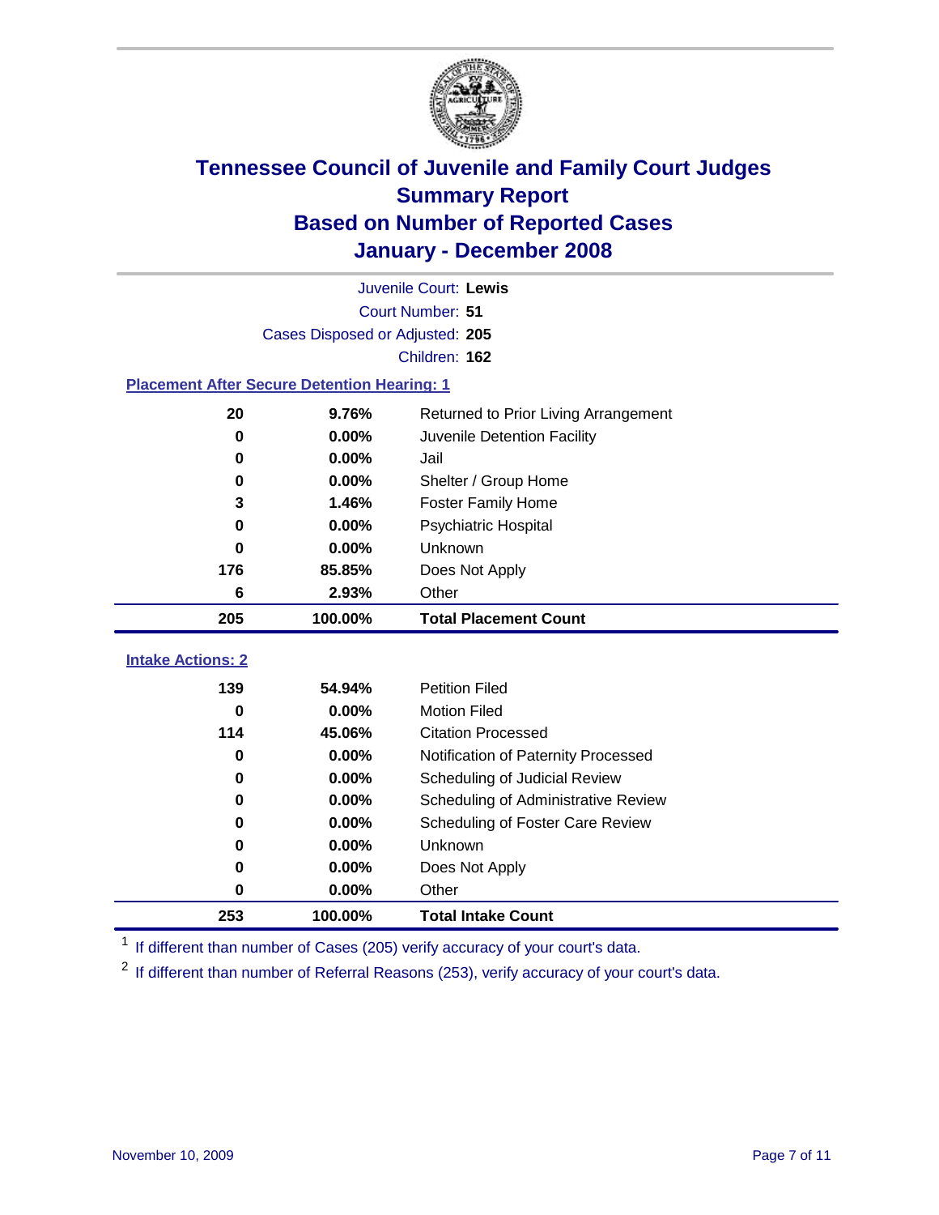# Tennessee Council of Juvenile and Family Court Judges
## Summary Report
## Based on Number of Reported Cases
## January - December 2008

Juvenile Court: **Lewis**

Court Number: **51**

Cases Disposed or Adjusted: **205**

Children: **162**

### Placement After Secure Detention Hearing: 1

| Count | Percent | Placement |
|---|---|---|
| 20 | 9.76% | Returned to Prior Living Arrangement |
| 0 | 0.00% | Juvenile Detention Facility |
| 0 | 0.00% | Jail |
| 0 | 0.00% | Shelter / Group Home |
| 3 | 1.46% | Foster Family Home |
| 0 | 0.00% | Psychiatric Hospital |
| 0 | 0.00% | Unknown |
| 176 | 85.85% | Does Not Apply |
| 6 | 2.93% | Other |
| **205** | **100.00%** | **Total Placement Count** |

### Intake Actions: 2

| Count | Percent | Intake Action |
|---|---|---|
| 139 | 54.94% | Petition Filed |
| 0 | 0.00% | Motion Filed |
| 114 | 45.06% | Citation Processed |
| 0 | 0.00% | Notification of Paternity Processed |
| 0 | 0.00% | Scheduling of Judicial Review |
| 0 | 0.00% | Scheduling of Administrative Review |
| 0 | 0.00% | Scheduling of Foster Care Review |
| 0 | 0.00% | Unknown |
| 0 | 0.00% | Does Not Apply |
| 0 | 0.00% | Other |
| **253** | **100.00%** | **Total Intake Count** |

[1] If different than number of Cases (205) verify accuracy of your court's data.

[2] If different than number of Referral Reasons (253), verify accuracy of your court's data.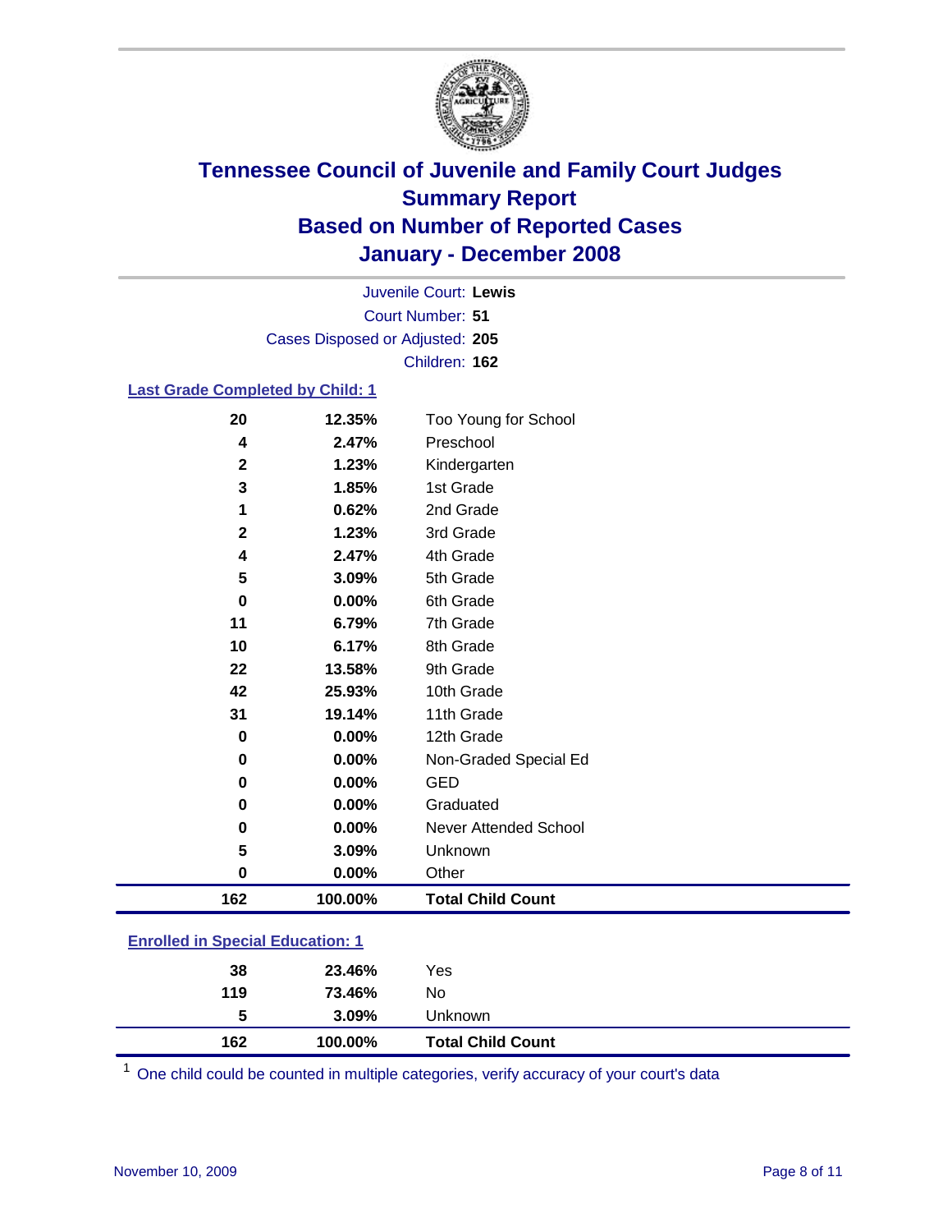# Tennessee Council of Juvenile and Family Court Judges
## Summary Report
## Based on Number of Reported Cases
## January - December 2008

Juvenile Court: **Lewis**
Court Number: **51**
Cases Disposed or Adjusted: **205**
Children: **162**

### Last Grade Completed by Child: 1

| Count | Percent | Category |
|---|---|---|
| 20 | 12.35% | Too Young for School |
| 4 | 2.47% | Preschool |
| 2 | 1.23% | Kindergarten |
| 3 | 1.85% | 1st Grade |
| 1 | 0.62% | 2nd Grade |
| 2 | 1.23% | 3rd Grade |
| 4 | 2.47% | 4th Grade |
| 5 | 3.09% | 5th Grade |
| 0 | 0.00% | 6th Grade |
| 11 | 6.79% | 7th Grade |
| 10 | 6.17% | 8th Grade |
| 22 | 13.58% | 9th Grade |
| 42 | 25.93% | 10th Grade |
| 31 | 19.14% | 11th Grade |
| 0 | 0.00% | 12th Grade |
| 0 | 0.00% | Non-Graded Special Ed |
| 0 | 0.00% | GED |
| 0 | 0.00% | Graduated |
| 0 | 0.00% | Never Attended School |
| 5 | 3.09% | Unknown |
| 0 | 0.00% | Other |
| **162** | **100.00%** | **Total Child Count** |

### Enrolled in Special Education: 1

| Count | Percent | Category |
|---|---|---|
| 38 | 23.46% | Yes |
| 119 | 73.46% | No |
| 5 | 3.09% | Unknown |
| **162** | **100.00%** | **Total Child Count** |

[1] One child could be counted in multiple categories, verify accuracy of your court's data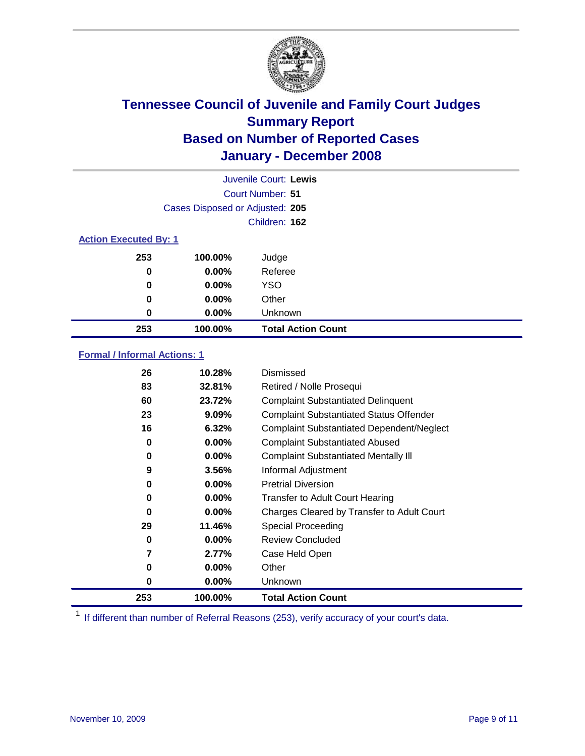# Tennessee Council of Juvenile and Family Court Judges
## Summary Report
## Based on Number of Reported Cases
## January - December 2008

Juvenile Court: **Lewis**
Court Number: **51**
Cases Disposed or Adjusted: **205**
Children: **162**

### Action Executed By: 1

| | | |
|---|---|---|
| 253 | 100.00% | Judge |
| 0 | 0.00% | Referee |
| 0 | 0.00% | YSO |
| 0 | 0.00% | Other |
| 0 | 0.00% | Unknown |
| **253** | **100.00%** | **Total Action Count** |

### Formal / Informal Actions: 1

| | | |
|---|---|---|
| 26 | 10.28% | Dismissed |
| 83 | 32.81% | Retired / Nolle Prosequi |
| 60 | 23.72% | Complaint Substantiated Delinquent |
| 23 | 9.09% | Complaint Substantiated Status Offender |
| 16 | 6.32% | Complaint Substantiated Dependent/Neglect |
| 0 | 0.00% | Complaint Substantiated Abused |
| 0 | 0.00% | Complaint Substantiated Mentally Ill |
| 9 | 3.56% | Informal Adjustment |
| 0 | 0.00% | Pretrial Diversion |
| 0 | 0.00% | Transfer to Adult Court Hearing |
| 0 | 0.00% | Charges Cleared by Transfer to Adult Court |
| 29 | 11.46% | Special Proceeding |
| 0 | 0.00% | Review Concluded |
| 7 | 2.77% | Case Held Open |
| 0 | 0.00% | Other |
| 0 | 0.00% | Unknown |
| **253** | **100.00%** | **Total Action Count** |

[1] If different than number of Referral Reasons (253), verify accuracy of your court's data.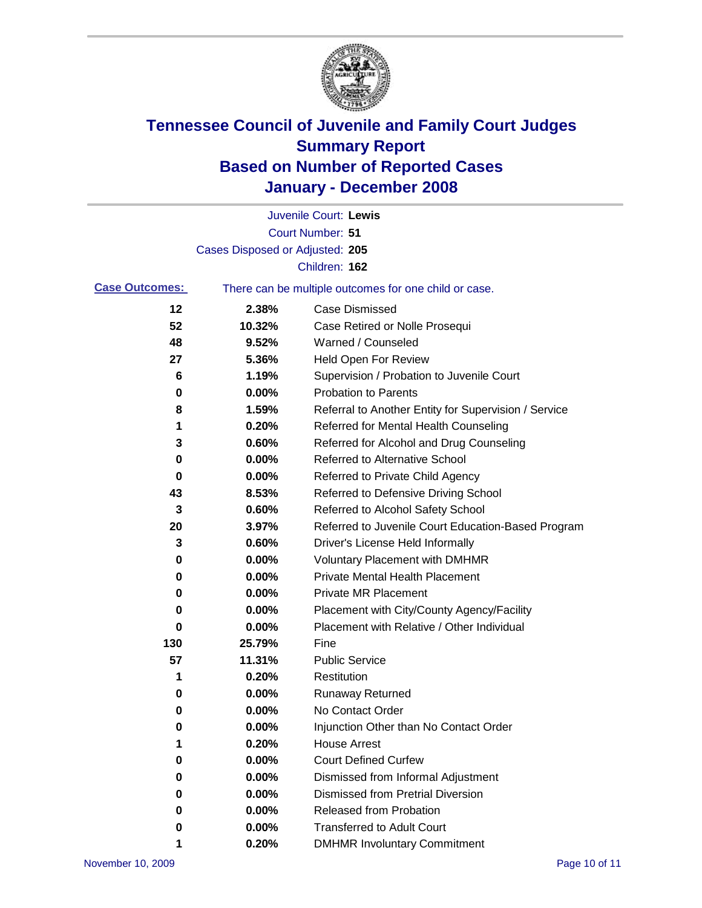# Tennessee Council of Juvenile and Family Court Judges
## Summary Report
## Based on Number of Reported Cases
## January - December 2008

Juvenile Court: **Lewis**
Court Number: **51**
Cases Disposed or Adjusted: **205**
Children: **162**

**Case Outcomes:** There can be multiple outcomes for one child or case.

| Count | Percent | Outcome |
|---|---|---|
| 12 | 2.38% | Case Dismissed |
| 52 | 10.32% | Case Retired or Nolle Prosequi |
| 48 | 9.52% | Warned / Counseled |
| 27 | 5.36% | Held Open For Review |
| 6 | 1.19% | Supervision / Probation to Juvenile Court |
| 0 | 0.00% | Probation to Parents |
| 8 | 1.59% | Referral to Another Entity for Supervision / Service |
| 1 | 0.20% | Referred for Mental Health Counseling |
| 3 | 0.60% | Referred for Alcohol and Drug Counseling |
| 0 | 0.00% | Referred to Alternative School |
| 0 | 0.00% | Referred to Private Child Agency |
| 43 | 8.53% | Referred to Defensive Driving School |
| 3 | 0.60% | Referred to Alcohol Safety School |
| 20 | 3.97% | Referred to Juvenile Court Education-Based Program |
| 3 | 0.60% | Driver's License Held Informally |
| 0 | 0.00% | Voluntary Placement with DMHMR |
| 0 | 0.00% | Private Mental Health Placement |
| 0 | 0.00% | Private MR Placement |
| 0 | 0.00% | Placement with City/County Agency/Facility |
| 0 | 0.00% | Placement with Relative / Other Individual |
| 130 | 25.79% | Fine |
| 57 | 11.31% | Public Service |
| 1 | 0.20% | Restitution |
| 0 | 0.00% | Runaway Returned |
| 0 | 0.00% | No Contact Order |
| 0 | 0.00% | Injunction Other than No Contact Order |
| 1 | 0.20% | House Arrest |
| 0 | 0.00% | Court Defined Curfew |
| 0 | 0.00% | Dismissed from Informal Adjustment |
| 0 | 0.00% | Dismissed from Pretrial Diversion |
| 0 | 0.00% | Released from Probation |
| 0 | 0.00% | Transferred to Adult Court |
| 1 | 0.20% | DMHMR Involuntary Commitment |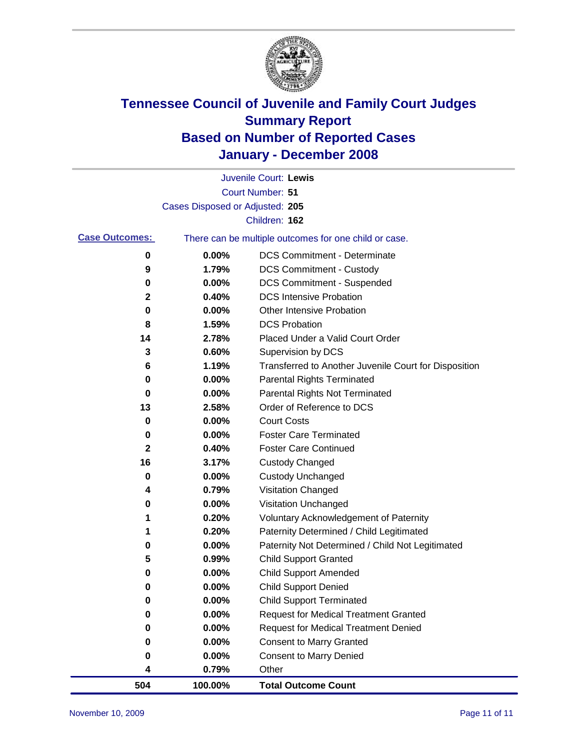# Tennessee Council of Juvenile and Family Court Judges
## Summary Report
## Based on Number of Reported Cases
## January - December 2008

Juvenile Court: **Lewis**
Court Number: **51**
Cases Disposed or Adjusted: **205**
Children: **162**

**Case Outcomes:** There can be multiple outcomes for one child or case.

| | | |
|---|---|---|
| 0 | 0.00% | DCS Commitment - Determinate |
| 9 | 1.79% | DCS Commitment - Custody |
| 0 | 0.00% | DCS Commitment - Suspended |
| 2 | 0.40% | DCS Intensive Probation |
| 0 | 0.00% | Other Intensive Probation |
| 8 | 1.59% | DCS Probation |
| 14 | 2.78% | Placed Under a Valid Court Order |
| 3 | 0.60% | Supervision by DCS |
| 6 | 1.19% | Transferred to Another Juvenile Court for Disposition |
| 0 | 0.00% | Parental Rights Terminated |
| 0 | 0.00% | Parental Rights Not Terminated |
| 13 | 2.58% | Order of Reference to DCS |
| 0 | 0.00% | Court Costs |
| 0 | 0.00% | Foster Care Terminated |
| 2 | 0.40% | Foster Care Continued |
| 16 | 3.17% | Custody Changed |
| 0 | 0.00% | Custody Unchanged |
| 4 | 0.79% | Visitation Changed |
| 0 | 0.00% | Visitation Unchanged |
| 1 | 0.20% | Voluntary Acknowledgement of Paternity |
| 1 | 0.20% | Paternity Determined / Child Legitimated |
| 0 | 0.00% | Paternity Not Determined / Child Not Legitimated |
| 5 | 0.99% | Child Support Granted |
| 0 | 0.00% | Child Support Amended |
| 0 | 0.00% | Child Support Denied |
| 0 | 0.00% | Child Support Terminated |
| 0 | 0.00% | Request for Medical Treatment Granted |
| 0 | 0.00% | Request for Medical Treatment Denied |
| 0 | 0.00% | Consent to Marry Granted |
| 0 | 0.00% | Consent to Marry Denied |
| 4 | 0.79% | Other |
| **504** | **100.00%** | **Total Outcome Count** |